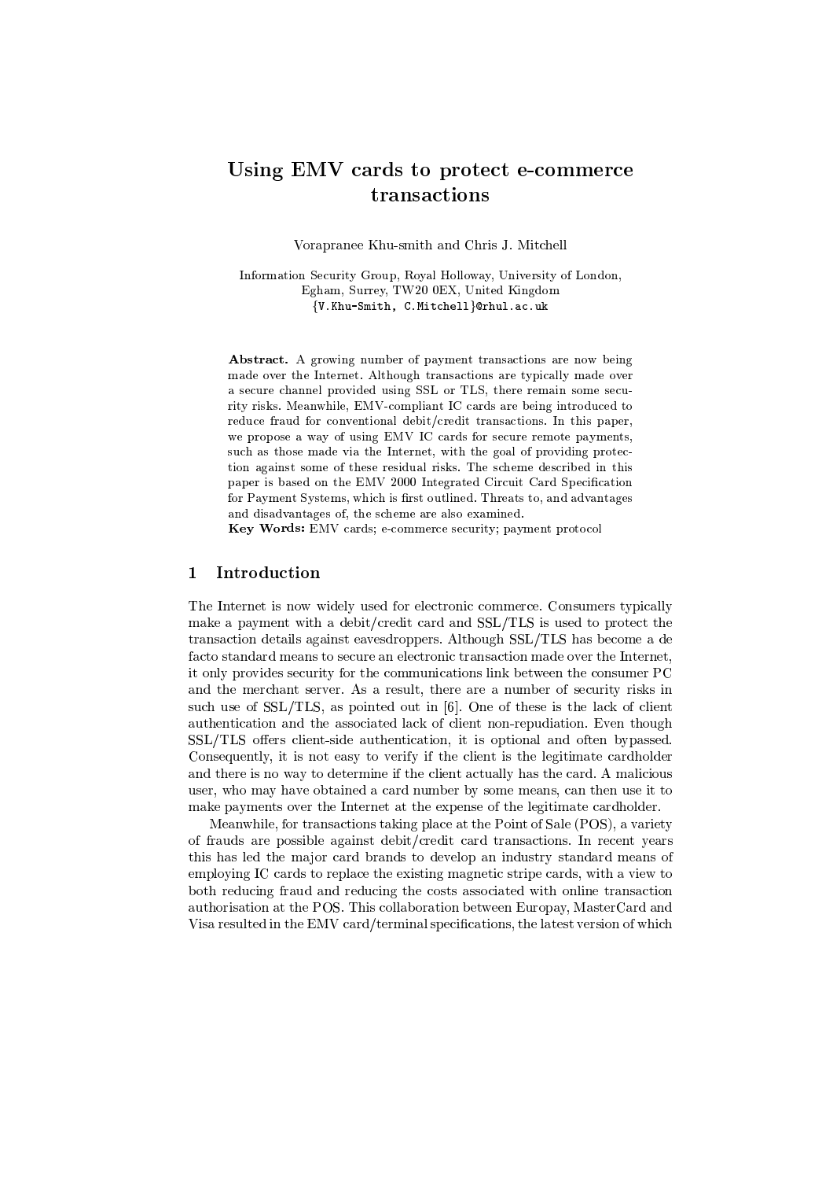# Using EMV cards to protect e-commerce transactions

Vorapranee Khu-smith and Chris J. Mitchell

Information Security Group, Royal Holloway, University of London, Egham, Surrey, TW20 0EX, United Kingdom
{V.Khu-Smith, C.Mitchell}@rhul.ac.uk

**Abstract.** A growing number of payment transactions are now being made over the Internet. Although transactions are typically made over a secure channel provided using SSL or TLS, there remain some security risks. Meanwhile, EMV-compliant IC cards are being introduced to reduce fraud for conventional debit/credit transactions. In this paper, we propose a way of using EMV IC cards for secure remote payments, such as those made via the Internet, with the goal of providing protection against some of these residual risks. The scheme described in this paper is based on the EMV 2000 Integrated Circuit Card Specification for Payment Systems, which is first outlined. Threats to, and advantages and disadvantages of, the scheme are also examined.
**Key Words:** EMV cards; e-commerce security; payment protocol

## 1 Introduction

The Internet is now widely used for electronic commerce. Consumers typically make a payment with a debit/credit card and SSL/TLS is used to protect the transaction details against eavesdroppers. Although SSL/TLS has become a de facto standard means to secure an electronic transaction made over the Internet, it only provides security for the communications link between the consumer PC and the merchant server. As a result, there are a number of security risks in such use of SSL/TLS, as pointed out in [6]. One of these is the lack of client authentication and the associated lack of client non-repudiation. Even though SSL/TLS offers client-side authentication, it is optional and often bypassed. Consequently, it is not easy to verify if the client is the legitimate cardholder and there is no way to determine if the client actually has the card. A malicious user, who may have obtained a card number by some means, can then use it to make payments over the Internet at the expense of the legitimate cardholder.

Meanwhile, for transactions taking place at the Point of Sale (POS), a variety of frauds are possible against debit/credit card transactions. In recent years this has led the major card brands to develop an industry standard means of employing IC cards to replace the existing magnetic stripe cards, with a view to both reducing fraud and reducing the costs associated with online transaction authorisation at the POS. This collaboration between Europay, MasterCard and Visa resulted in the EMV card/terminal specifications, the latest version of which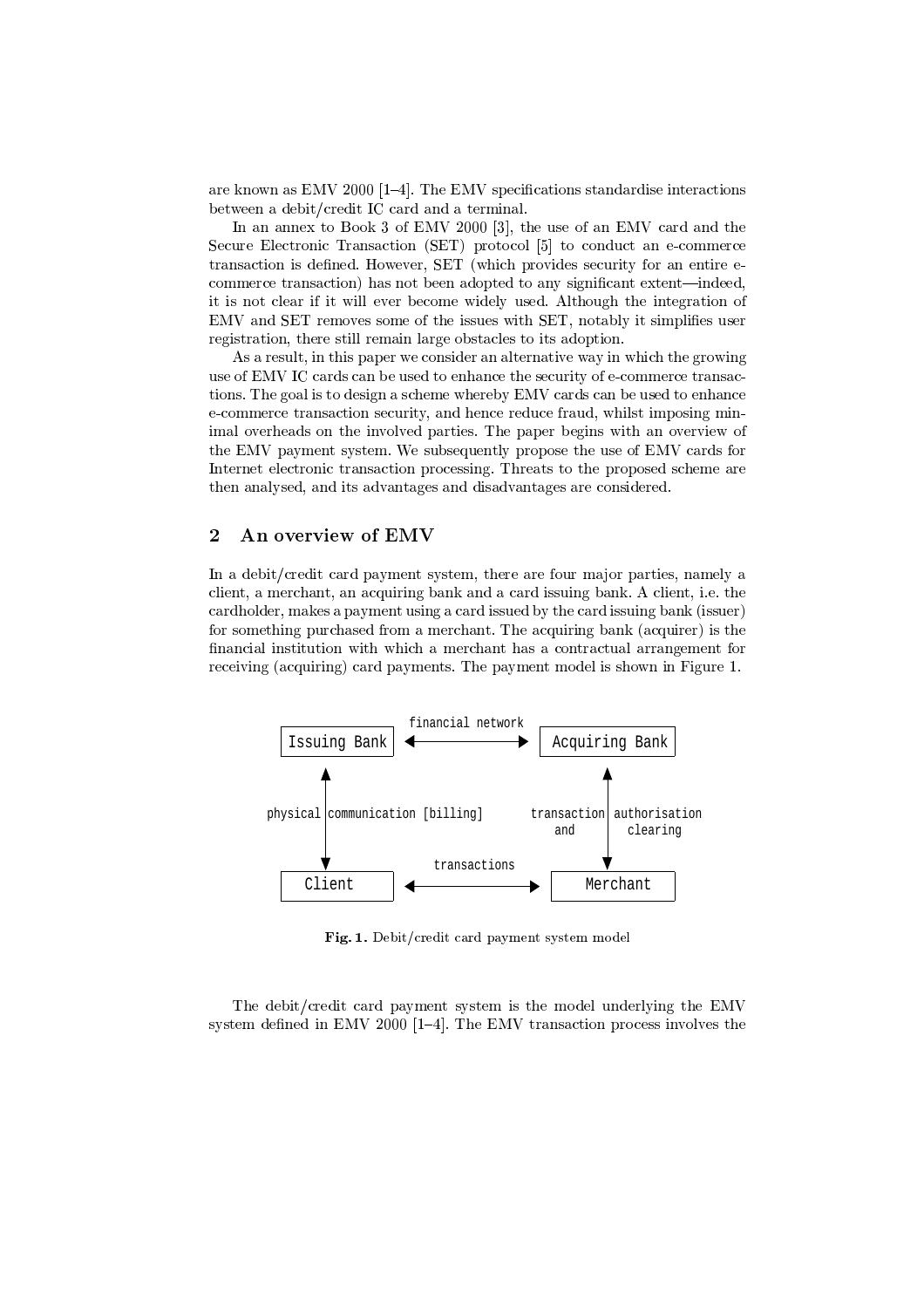are known as EMV 2000 [1–4]. The EMV specifications standardise interactions between a debit/credit IC card and a terminal.

In an annex to Book 3 of EMV 2000 [3], the use of an EMV card and the Secure Electronic Transaction (SET) protocol [5] to conduct an e-commerce transaction is defined. However, SET (which provides security for an entire e-commerce transaction) has not been adopted to any significant extent—indeed, it is not clear if it will ever become widely used. Although the integration of EMV and SET removes some of the issues with SET, notably it simplifies user registration, there still remain large obstacles to its adoption.

As a result, in this paper we consider an alternative way in which the growing use of EMV IC cards can be used to enhance the security of e-commerce transactions. The goal is to design a scheme whereby EMV cards can be used to enhance e-commerce transaction security, and hence reduce fraud, whilst imposing minimal overheads on the involved parties. The paper begins with an overview of the EMV payment system. We subsequently propose the use of EMV cards for Internet electronic transaction processing. Threats to the proposed scheme are then analysed, and its advantages and disadvantages are considered.

## 2 An overview of EMV

In a debit/credit card payment system, there are four major parties, namely a client, a merchant, an acquiring bank and a card issuing bank. A client, i.e. the cardholder, makes a payment using a card issued by the card issuing bank (issuer) for something purchased from a merchant. The acquiring bank (acquirer) is the financial institution with which a merchant has a contractual arrangement for receiving (acquiring) card payments. The payment model is shown in Figure 1.

```
Issuing Bank  <--- financial network --->  Acquiring Bank
     ^                                           ^
     |  physical communication [billing]          |  transaction and authorisation clearing
     v                                           v
   Client     <------- transactions ------->   Merchant
```

**Fig. 1.** Debit/credit card payment system model

The debit/credit card payment system is the model underlying the EMV system defined in EMV 2000 [1–4]. The EMV transaction process involves the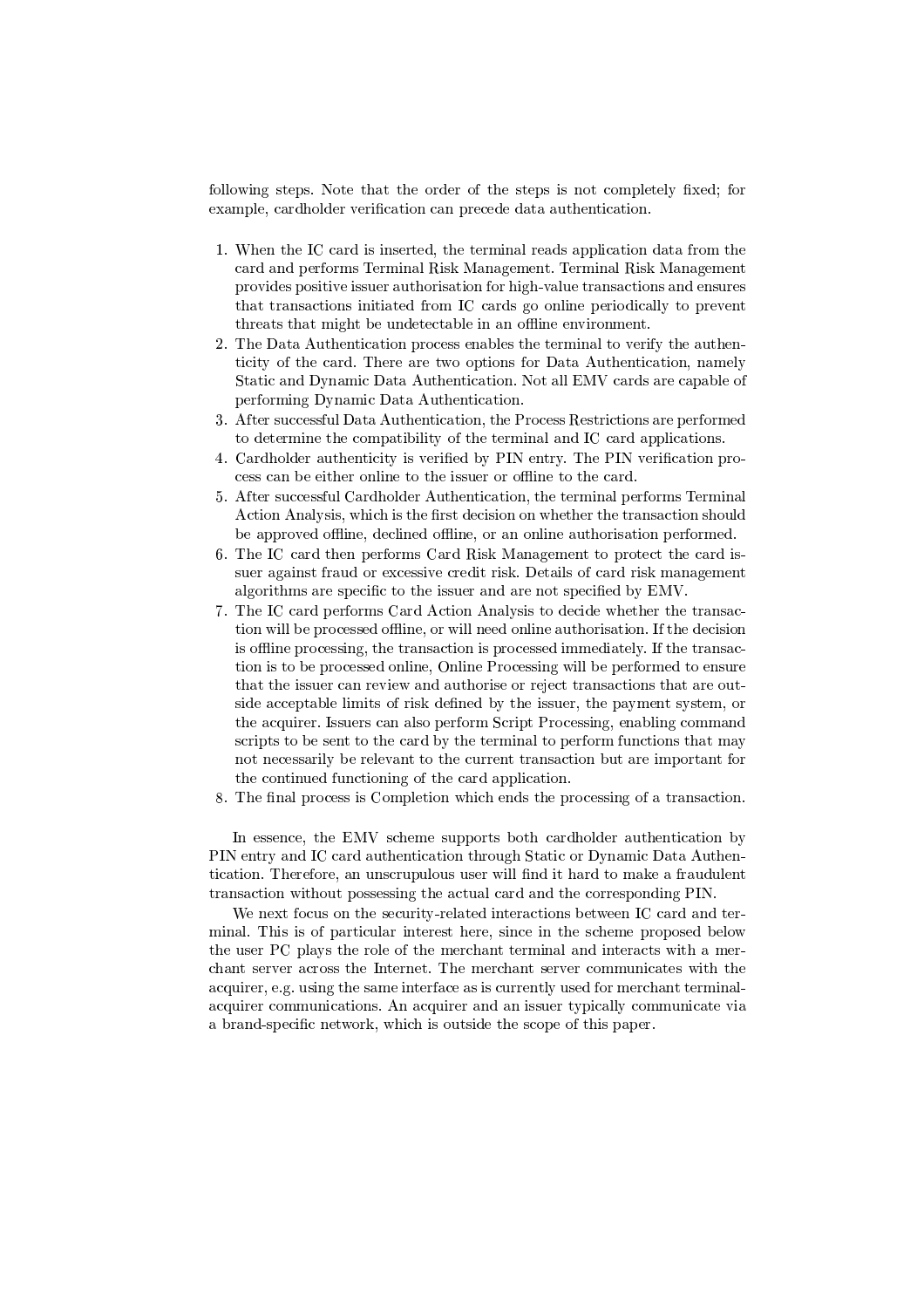following steps. Note that the order of the steps is not completely fixed; for example, cardholder verification can precede data authentication.

1. When the IC card is inserted, the terminal reads application data from the card and performs Terminal Risk Management. Terminal Risk Management provides positive issuer authorisation for high-value transactions and ensures that transactions initiated from IC cards go online periodically to prevent threats that might be undetectable in an offline environment.
2. The Data Authentication process enables the terminal to verify the authenticity of the card. There are two options for Data Authentication, namely Static and Dynamic Data Authentication. Not all EMV cards are capable of performing Dynamic Data Authentication.
3. After successful Data Authentication, the Process Restrictions are performed to determine the compatibility of the terminal and IC card applications.
4. Cardholder authenticity is verified by PIN entry. The PIN verification process can be either online to the issuer or offline to the card.
5. After successful Cardholder Authentication, the terminal performs Terminal Action Analysis, which is the first decision on whether the transaction should be approved offline, declined offline, or an online authorisation performed.
6. The IC card then performs Card Risk Management to protect the card issuer against fraud or excessive credit risk. Details of card risk management algorithms are specific to the issuer and are not specified by EMV.
7. The IC card performs Card Action Analysis to decide whether the transaction will be processed offline, or will need online authorisation. If the decision is offline processing, the transaction is processed immediately. If the transaction is to be processed online, Online Processing will be performed to ensure that the issuer can review and authorise or reject transactions that are outside acceptable limits of risk defined by the issuer, the payment system, or the acquirer. Issuers can also perform Script Processing, enabling command scripts to be sent to the card by the terminal to perform functions that may not necessarily be relevant to the current transaction but are important for the continued functioning of the card application.
8. The final process is Completion which ends the processing of a transaction.

In essence, the EMV scheme supports both cardholder authentication by PIN entry and IC card authentication through Static or Dynamic Data Authentication. Therefore, an unscrupulous user will find it hard to make a fraudulent transaction without possessing the actual card and the corresponding PIN.

We next focus on the security-related interactions between IC card and terminal. This is of particular interest here, since in the scheme proposed below the user PC plays the role of the merchant terminal and interacts with a merchant server across the Internet. The merchant server communicates with the acquirer, e.g. using the same interface as is currently used for merchant terminal-acquirer communications. An acquirer and an issuer typically communicate via a brand-specific network, which is outside the scope of this paper.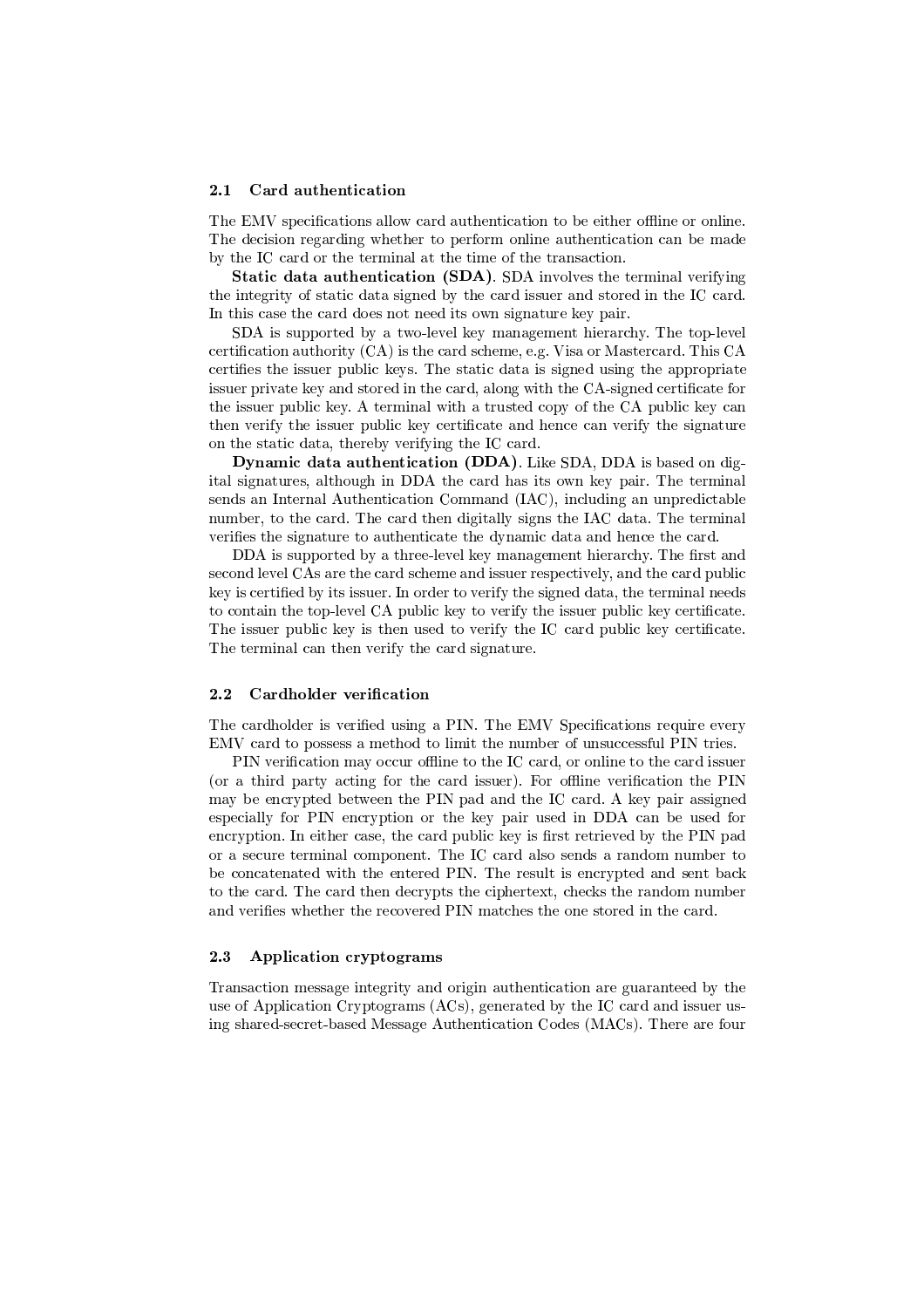### 2.1 Card authentication

The EMV specifications allow card authentication to be either offline or online. The decision regarding whether to perform online authentication can be made by the IC card or the terminal at the time of the transaction.

**Static data authentication (SDA)**. SDA involves the terminal verifying the integrity of static data signed by the card issuer and stored in the IC card. In this case the card does not need its own signature key pair.

SDA is supported by a two-level key management hierarchy. The top-level certification authority (CA) is the card scheme, e.g. Visa or Mastercard. This CA certifies the issuer public keys. The static data is signed using the appropriate issuer private key and stored in the card, along with the CA-signed certificate for the issuer public key. A terminal with a trusted copy of the CA public key can then verify the issuer public key certificate and hence can verify the signature on the static data, thereby verifying the IC card.

**Dynamic data authentication (DDA)**. Like SDA, DDA is based on digital signatures, although in DDA the card has its own key pair. The terminal sends an Internal Authentication Command (IAC), including an unpredictable number, to the card. The card then digitally signs the IAC data. The terminal verifies the signature to authenticate the dynamic data and hence the card.

DDA is supported by a three-level key management hierarchy. The first and second level CAs are the card scheme and issuer respectively, and the card public key is certified by its issuer. In order to verify the signed data, the terminal needs to contain the top-level CA public key to verify the issuer public key certificate. The issuer public key is then used to verify the IC card public key certificate. The terminal can then verify the card signature.

### 2.2 Cardholder verification

The cardholder is verified using a PIN. The EMV Specifications require every EMV card to possess a method to limit the number of unsuccessful PIN tries.

PIN verification may occur offline to the IC card, or online to the card issuer (or a third party acting for the card issuer). For offline verification the PIN may be encrypted between the PIN pad and the IC card. A key pair assigned especially for PIN encryption or the key pair used in DDA can be used for encryption. In either case, the card public key is first retrieved by the PIN pad or a secure terminal component. The IC card also sends a random number to be concatenated with the entered PIN. The result is encrypted and sent back to the card. The card then decrypts the ciphertext, checks the random number and verifies whether the recovered PIN matches the one stored in the card.

### 2.3 Application cryptograms

Transaction message integrity and origin authentication are guaranteed by the use of Application Cryptograms (ACs), generated by the IC card and issuer using shared-secret-based Message Authentication Codes (MACs). There are four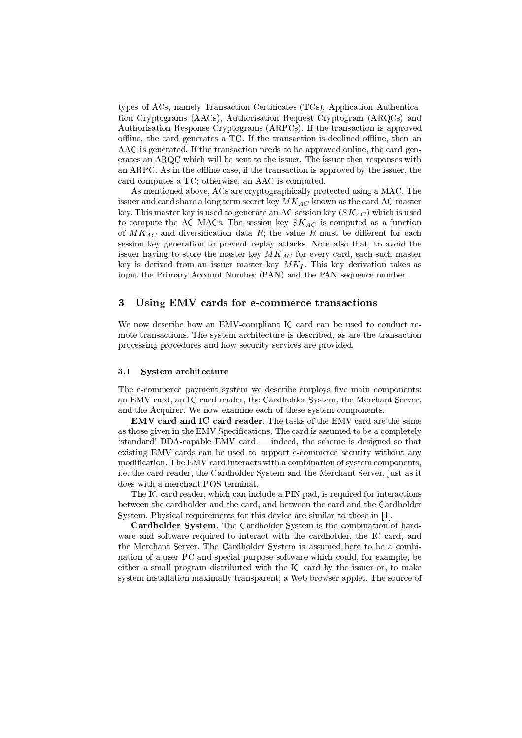types of ACs, namely Transaction Certificates (TCs), Application Authentication Cryptograms (AACs), Authorisation Request Cryptogram (ARQCs) and Authorisation Response Cryptograms (ARPCs). If the transaction is approved offline, the card generates a TC. If the transaction is declined offline, then an AAC is generated. If the transaction needs to be approved online, the card generates an ARQC which will be sent to the issuer. The issuer then responses with an ARPC. As in the offline case, if the transaction is approved by the issuer, the card computes a TC; otherwise, an AAC is computed.

As mentioned above, ACs are cryptographically protected using a MAC. The issuer and card share a long term secret key $MK_{AC}$ known as the card AC master key. This master key is used to generate an AC session key ($SK_{AC}$) which is used to compute the AC MACs. The session key $SK_{AC}$ is computed as a function of $MK_{AC}$ and diversification data $R$; the value $R$ must be different for each session key generation to prevent replay attacks. Note also that, to avoid the issuer having to store the master key $MK_{AC}$ for every card, each such master key is derived from an issuer master key $MK_I$. This key derivation takes as input the Primary Account Number (PAN) and the PAN sequence number.

## 3 Using EMV cards for e-commerce transactions

We now describe how an EMV-compliant IC card can be used to conduct remote transactions. The system architecture is described, as are the transaction processing procedures and how security services are provided.

### 3.1 System architecture

The e-commerce payment system we describe employs five main components: an EMV card, an IC card reader, the Cardholder System, the Merchant Server, and the Acquirer. We now examine each of these system components.

**EMV card and IC card reader**. The tasks of the EMV card are the same as those given in the EMV Specifications. The card is assumed to be a completely 'standard' DDA-capable EMV card — indeed, the scheme is designed so that existing EMV cards can be used to support e-commerce security without any modification. The EMV card interacts with a combination of system components, i.e. the card reader, the Cardholder System and the Merchant Server, just as it does with a merchant POS terminal.

The IC card reader, which can include a PIN pad, is required for interactions between the cardholder and the card, and between the card and the Cardholder System. Physical requirements for this device are similar to those in [1].

**Cardholder System**. The Cardholder System is the combination of hardware and software required to interact with the cardholder, the IC card, and the Merchant Server. The Cardholder System is assumed here to be a combination of a user PC and special purpose software which could, for example, be either a small program distributed with the IC card by the issuer or, to make system installation maximally transparent, a Web browser applet. The source of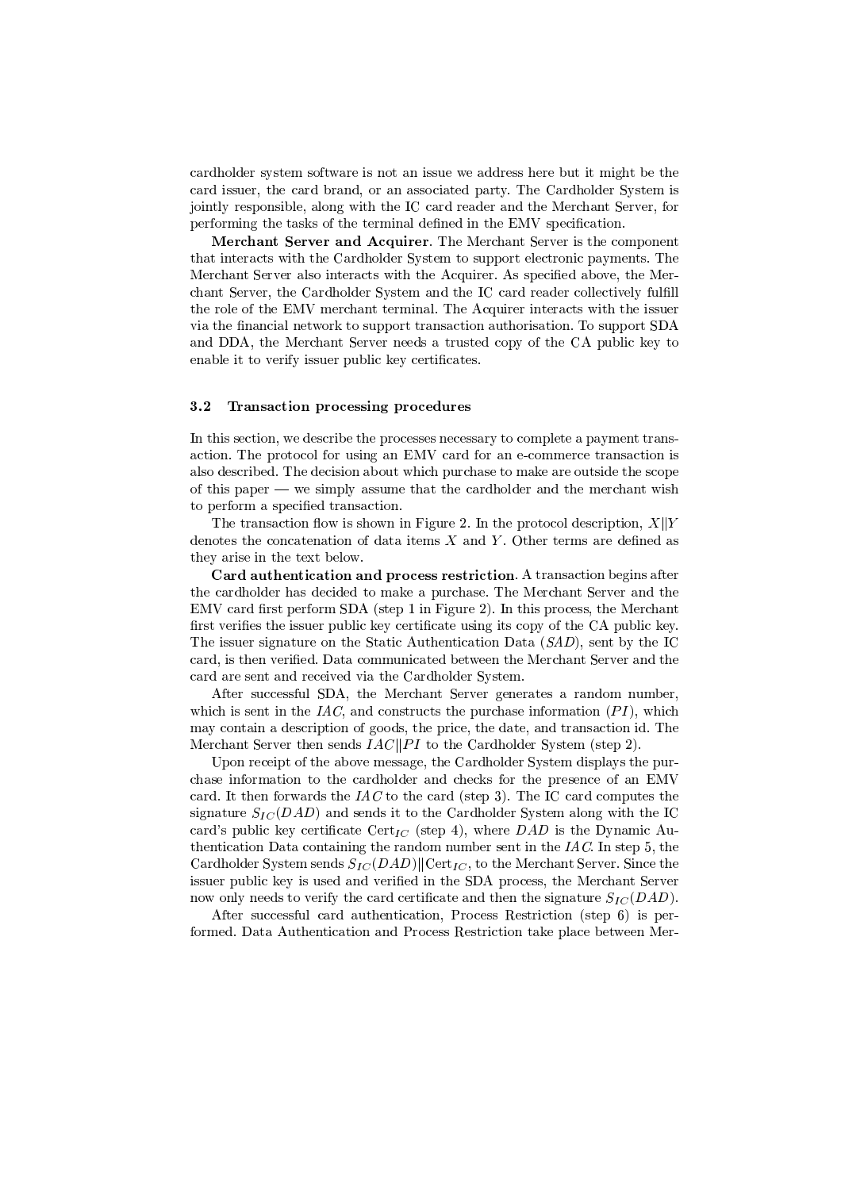cardholder system software is not an issue we address here but it might be the card issuer, the card brand, or an associated party. The Cardholder System is jointly responsible, along with the IC card reader and the Merchant Server, for performing the tasks of the terminal defined in the EMV specification.

**Merchant Server and Acquirer**. The Merchant Server is the component that interacts with the Cardholder System to support electronic payments. The Merchant Server also interacts with the Acquirer. As specified above, the Merchant Server, the Cardholder System and the IC card reader collectively fulfill the role of the EMV merchant terminal. The Acquirer interacts with the issuer via the financial network to support transaction authorisation. To support SDA and DDA, the Merchant Server needs a trusted copy of the CA public key to enable it to verify issuer public key certificates.

### 3.2 Transaction processing procedures

In this section, we describe the processes necessary to complete a payment transaction. The protocol for using an EMV card for an e-commerce transaction is also described. The decision about which purchase to make are outside the scope of this paper — we simply assume that the cardholder and the merchant wish to perform a specified transaction.

The transaction flow is shown in Figure 2. In the protocol description, $X \| Y$ denotes the concatenation of data items $X$ and $Y$. Other terms are defined as they arise in the text below.

**Card authentication and process restriction**. A transaction begins after the cardholder has decided to make a purchase. The Merchant Server and the EMV card first perform SDA (step 1 in Figure 2). In this process, the Merchant first verifies the issuer public key certificate using its copy of the CA public key. The issuer signature on the Static Authentication Data ($SAD$), sent by the IC card, is then verified. Data communicated between the Merchant Server and the card are sent and received via the Cardholder System.

After successful SDA, the Merchant Server generates a random number, which is sent in the $IAC$, and constructs the purchase information ($PI$), which may contain a description of goods, the price, the date, and transaction id. The Merchant Server then sends $IAC \| PI$ to the Cardholder System (step 2).

Upon receipt of the above message, the Cardholder System displays the purchase information to the cardholder and checks for the presence of an EMV card. It then forwards the $IAC$ to the card (step 3). The IC card computes the signature $S_{IC}(DAD)$ and sends it to the Cardholder System along with the IC card's public key certificate $\mathrm{Cert}_{IC}$ (step 4), where $DAD$ is the Dynamic Authentication Data containing the random number sent in the $IAC$. In step 5, the Cardholder System sends $S_{IC}(DAD) \| \mathrm{Cert}_{IC}$, to the Merchant Server. Since the issuer public key is used and verified in the SDA process, the Merchant Server now only needs to verify the card certificate and then the signature $S_{IC}(DAD)$.

After successful card authentication, Process Restriction (step 6) is performed. Data Authentication and Process Restriction take place between Mer-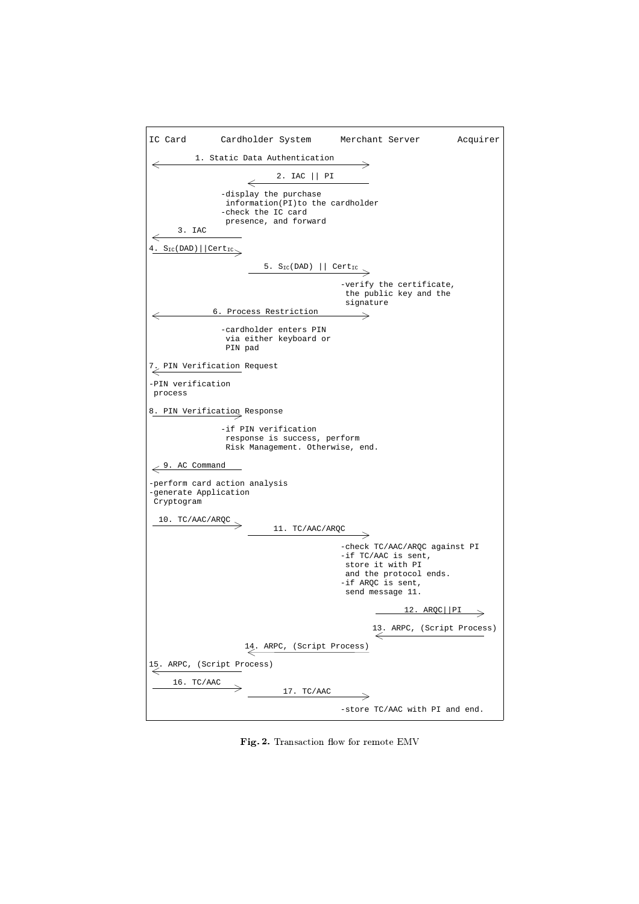```
IC Card       Cardholder System      Merchant Server       Acquirer

<-------- 1. Static Data Authentication --------->
                    <------- 2. IAC || PI
              -display the purchase
               information(PI)to the cardholder
              -check the IC card
               presence, and forward
<--- 3. IAC
4. S_IC(DAD)||Cert_IC --->
                    5. S_IC(DAD) || Cert_IC --->
                                     -verify the certificate,
                                      the public key and the
                                      signature
<---------- 6. Process Restriction --------->
              -cardholder enters PIN
               via either keyboard or
               PIN pad
7. PIN Verification Request
<---
-PIN verification
 process
8. PIN Verification Response --->
              -if PIN verification
               response is success, perform
               Risk Management. Otherwise, end.
<-- 9. AC Command
-perform card action analysis
-generate Application
 Cryptogram
 10. TC/AAC/ARQC --->
                    11. TC/AAC/ARQC --->
                                     -check TC/AAC/ARQC against PI
                                     -if TC/AAC is sent,
                                      store it with PI
                                      and the protocol ends.
                                     -if ARQC is sent,
                                      send message 11.
                                           12. ARQC||PI --->
                                     13. ARPC, (Script Process)
                                           <---
                    14. ARPC, (Script Process)
                    <---
15. ARPC, (Script Process)
<---
 16. TC/AAC --->
                    17. TC/AAC --->
                                     -store TC/AAC with PI and end.
```

**Fig. 2.** Transaction flow for remote EMV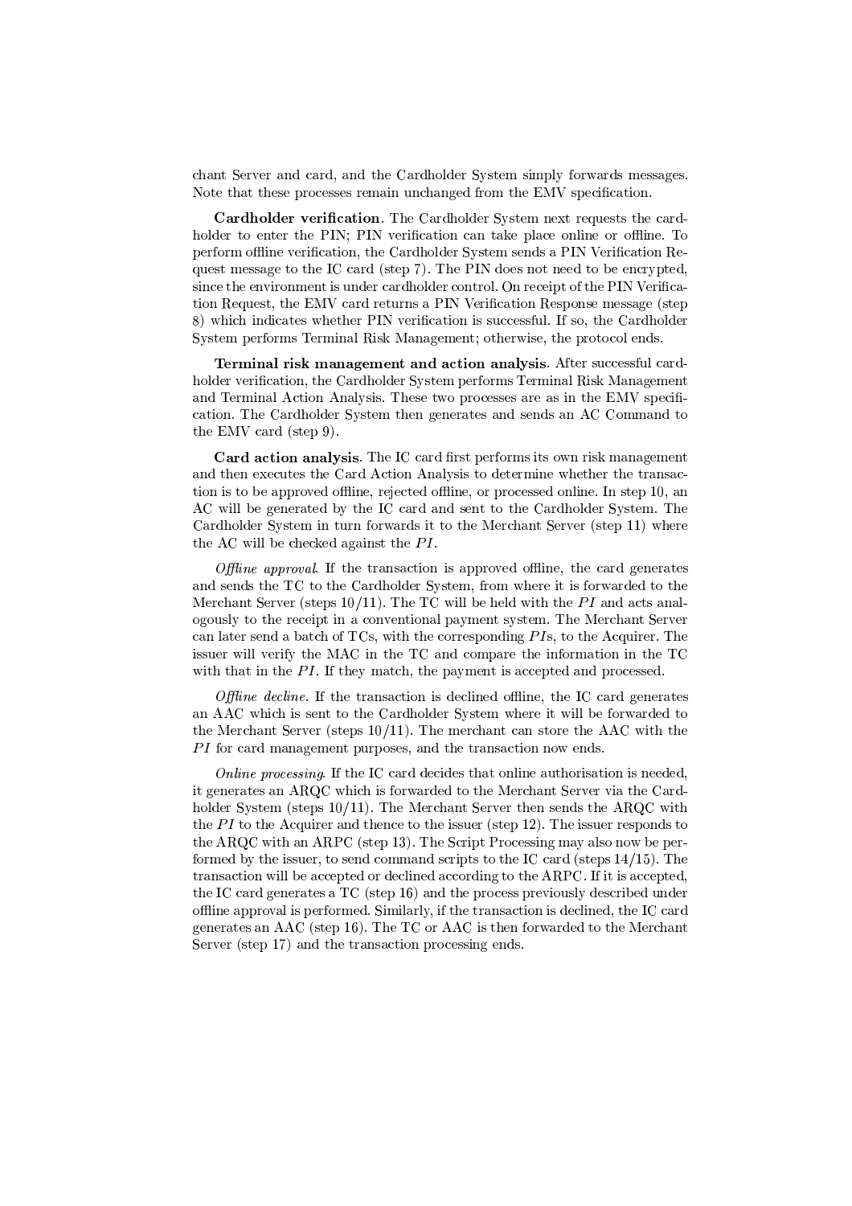chant Server and card, and the Cardholder System simply forwards messages. Note that these processes remain unchanged from the EMV specification.

**Cardholder verification**. The Cardholder System next requests the cardholder to enter the PIN; PIN verification can take place online or offline. To perform offline verification, the Cardholder System sends a PIN Verification Request message to the IC card (step 7). The PIN does not need to be encrypted, since the environment is under cardholder control. On receipt of the PIN Verification Request, the EMV card returns a PIN Verification Response message (step 8) which indicates whether PIN verification is successful. If so, the Cardholder System performs Terminal Risk Management; otherwise, the protocol ends.

**Terminal risk management and action analysis**. After successful cardholder verification, the Cardholder System performs Terminal Risk Management and Terminal Action Analysis. These two processes are as in the EMV specification. The Cardholder System then generates and sends an AC Command to the EMV card (step 9).

**Card action analysis**. The IC card first performs its own risk management and then executes the Card Action Analysis to determine whether the transaction is to be approved offline, rejected offline, or processed online. In step 10, an AC will be generated by the IC card and sent to the Cardholder System. The Cardholder System in turn forwards it to the Merchant Server (step 11) where the AC will be checked against the $PI$.

*Offline approval*. If the transaction is approved offline, the card generates and sends the TC to the Cardholder System, from where it is forwarded to the Merchant Server (steps 10/11). The TC will be held with the $PI$ and acts analogously to the receipt in a conventional payment system. The Merchant Server can later send a batch of TCs, with the corresponding $PI$s, to the Acquirer. The issuer will verify the MAC in the TC and compare the information in the TC with that in the $PI$. If they match, the payment is accepted and processed.

*Offline decline*. If the transaction is declined offline, the IC card generates an AAC which is sent to the Cardholder System where it will be forwarded to the Merchant Server (steps 10/11). The merchant can store the AAC with the $PI$ for card management purposes, and the transaction now ends.

*Online processing*. If the IC card decides that online authorisation is needed, it generates an ARQC which is forwarded to the Merchant Server via the Cardholder System (steps 10/11). The Merchant Server then sends the ARQC with the $PI$ to the Acquirer and thence to the issuer (step 12). The issuer responds to the ARQC with an ARPC (step 13). The Script Processing may also now be performed by the issuer, to send command scripts to the IC card (steps 14/15). The transaction will be accepted or declined according to the ARPC. If it is accepted, the IC card generates a TC (step 16) and the process previously described under offline approval is performed. Similarly, if the transaction is declined, the IC card generates an AAC (step 16). The TC or AAC is then forwarded to the Merchant Server (step 17) and the transaction processing ends.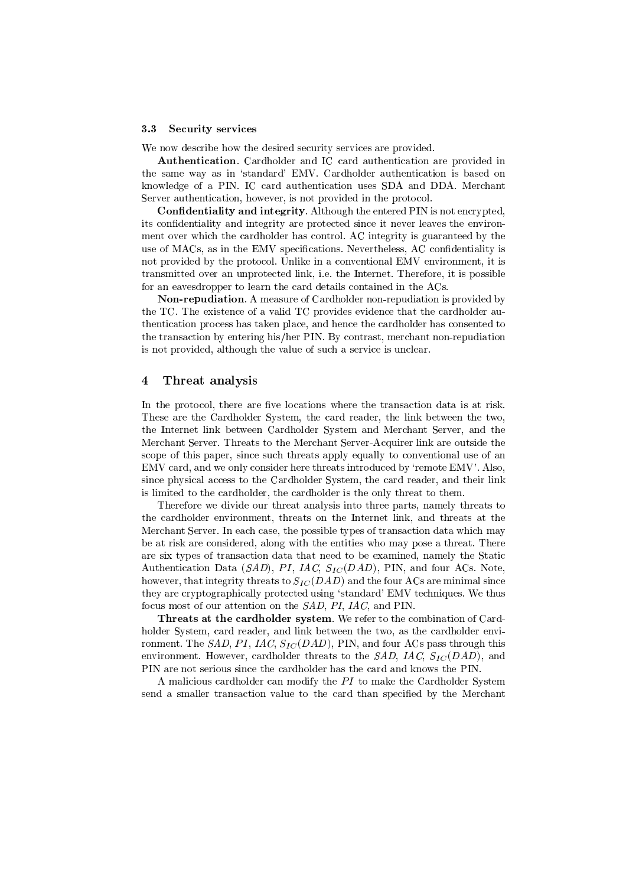### 3.3 Security services

We now describe how the desired security services are provided.

**Authentication**. Cardholder and IC card authentication are provided in the same way as in 'standard' EMV. Cardholder authentication is based on knowledge of a PIN. IC card authentication uses SDA and DDA. Merchant Server authentication, however, is not provided in the protocol.

**Confidentiality and integrity**. Although the entered PIN is not encrypted, its confidentiality and integrity are protected since it never leaves the environment over which the cardholder has control. AC integrity is guaranteed by the use of MACs, as in the EMV specifications. Nevertheless, AC confidentiality is not provided by the protocol. Unlike in a conventional EMV environment, it is transmitted over an unprotected link, i.e. the Internet. Therefore, it is possible for an eavesdropper to learn the card details contained in the ACs.

**Non-repudiation**. A measure of Cardholder non-repudiation is provided by the TC. The existence of a valid TC provides evidence that the cardholder authentication process has taken place, and hence the cardholder has consented to the transaction by entering his/her PIN. By contrast, merchant non-repudiation is not provided, although the value of such a service is unclear.

## 4 Threat analysis

In the protocol, there are five locations where the transaction data is at risk. These are the Cardholder System, the card reader, the link between the two, the Internet link between Cardholder System and Merchant Server, and the Merchant Server. Threats to the Merchant Server-Acquirer link are outside the scope of this paper, since such threats apply equally to conventional use of an EMV card, and we only consider here threats introduced by 'remote EMV'. Also, since physical access to the Cardholder System, the card reader, and their link is limited to the cardholder, the cardholder is the only threat to them.

Therefore we divide our threat analysis into three parts, namely threats to the cardholder environment, threats on the Internet link, and threats at the Merchant Server. In each case, the possible types of transaction data which may be at risk are considered, along with the entities who may pose a threat. There are six types of transaction data that need to be examined, namely the Static Authentication Data ($SAD$), $PI$, $IAC$, $S_{IC}(DAD)$, PIN, and four ACs. Note, however, that integrity threats to $S_{IC}(DAD)$ and the four ACs are minimal since they are cryptographically protected using 'standard' EMV techniques. We thus focus most of our attention on the $SAD$, $PI$, $IAC$, and PIN.

**Threats at the cardholder system**. We refer to the combination of Cardholder System, card reader, and link between the two, as the cardholder environment. The $SAD$, $PI$, $IAC$, $S_{IC}(DAD)$, PIN, and four ACs pass through this environment. However, cardholder threats to the $SAD$, $IAC$, $S_{IC}(DAD)$, and PIN are not serious since the cardholder has the card and knows the PIN.

A malicious cardholder can modify the $PI$ to make the Cardholder System send a smaller transaction value to the card than specified by the Merchant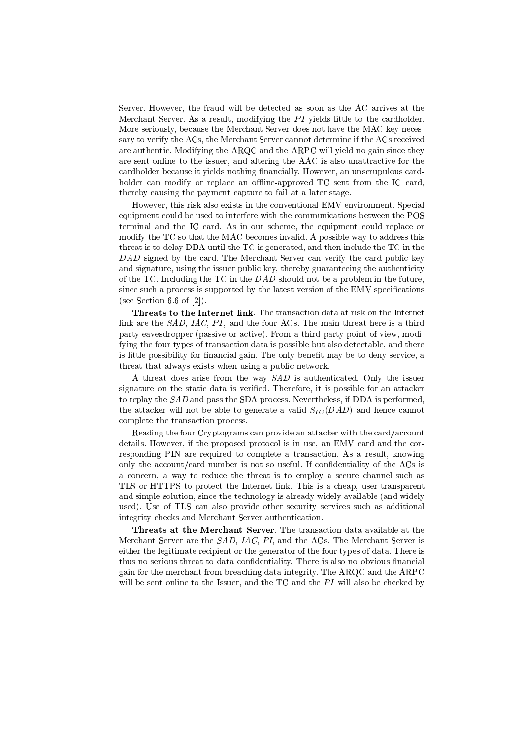Server. However, the fraud will be detected as soon as the AC arrives at the Merchant Server. As a result, modifying the $PI$ yields little to the cardholder. More seriously, because the Merchant Server does not have the MAC key necessary to verify the ACs, the Merchant Server cannot determine if the ACs received are authentic. Modifying the ARQC and the ARPC will yield no gain since they are sent online to the issuer, and altering the AAC is also unattractive for the cardholder because it yields nothing financially. However, an unscrupulous cardholder can modify or replace an offline-approved TC sent from the IC card, thereby causing the payment capture to fail at a later stage.

However, this risk also exists in the conventional EMV environment. Special equipment could be used to interfere with the communications between the POS terminal and the IC card. As in our scheme, the equipment could replace or modify the TC so that the MAC becomes invalid. A possible way to address this threat is to delay DDA until the TC is generated, and then include the TC in the $DAD$ signed by the card. The Merchant Server can verify the card public key and signature, using the issuer public key, thereby guaranteeing the authenticity of the TC. Including the TC in the $DAD$ should not be a problem in the future, since such a process is supported by the latest version of the EMV specifications (see Section 6.6 of [2]).

**Threats to the Internet link**. The transaction data at risk on the Internet link are the $SAD$, $IAC$, $PI$, and the four ACs. The main threat here is a third party eavesdropper (passive or active). From a third party point of view, modifying the four types of transaction data is possible but also detectable, and there is little possibility for financial gain. The only benefit may be to deny service, a threat that always exists when using a public network.

A threat does arise from the way $SAD$ is authenticated. Only the issuer signature on the static data is verified. Therefore, it is possible for an attacker to replay the $SAD$ and pass the SDA process. Nevertheless, if DDA is performed, the attacker will not be able to generate a valid $S_{IC}(DAD)$ and hence cannot complete the transaction process.

Reading the four Cryptograms can provide an attacker with the card/account details. However, if the proposed protocol is in use, an EMV card and the corresponding PIN are required to complete a transaction. As a result, knowing only the account/card number is not so useful. If confidentiality of the ACs is a concern, a way to reduce the threat is to employ a secure channel such as TLS or HTTPS to protect the Internet link. This is a cheap, user-transparent and simple solution, since the technology is already widely available (and widely used). Use of TLS can also provide other security services such as additional integrity checks and Merchant Server authentication.

**Threats at the Merchant Server**. The transaction data available at the Merchant Server are the $SAD$, $IAC$, $PI$, and the ACs. The Merchant Server is either the legitimate recipient or the generator of the four types of data. There is thus no serious threat to data confidentiality. There is also no obvious financial gain for the merchant from breaching data integrity. The ARQC and the ARPC will be sent online to the Issuer, and the TC and the $PI$ will also be checked by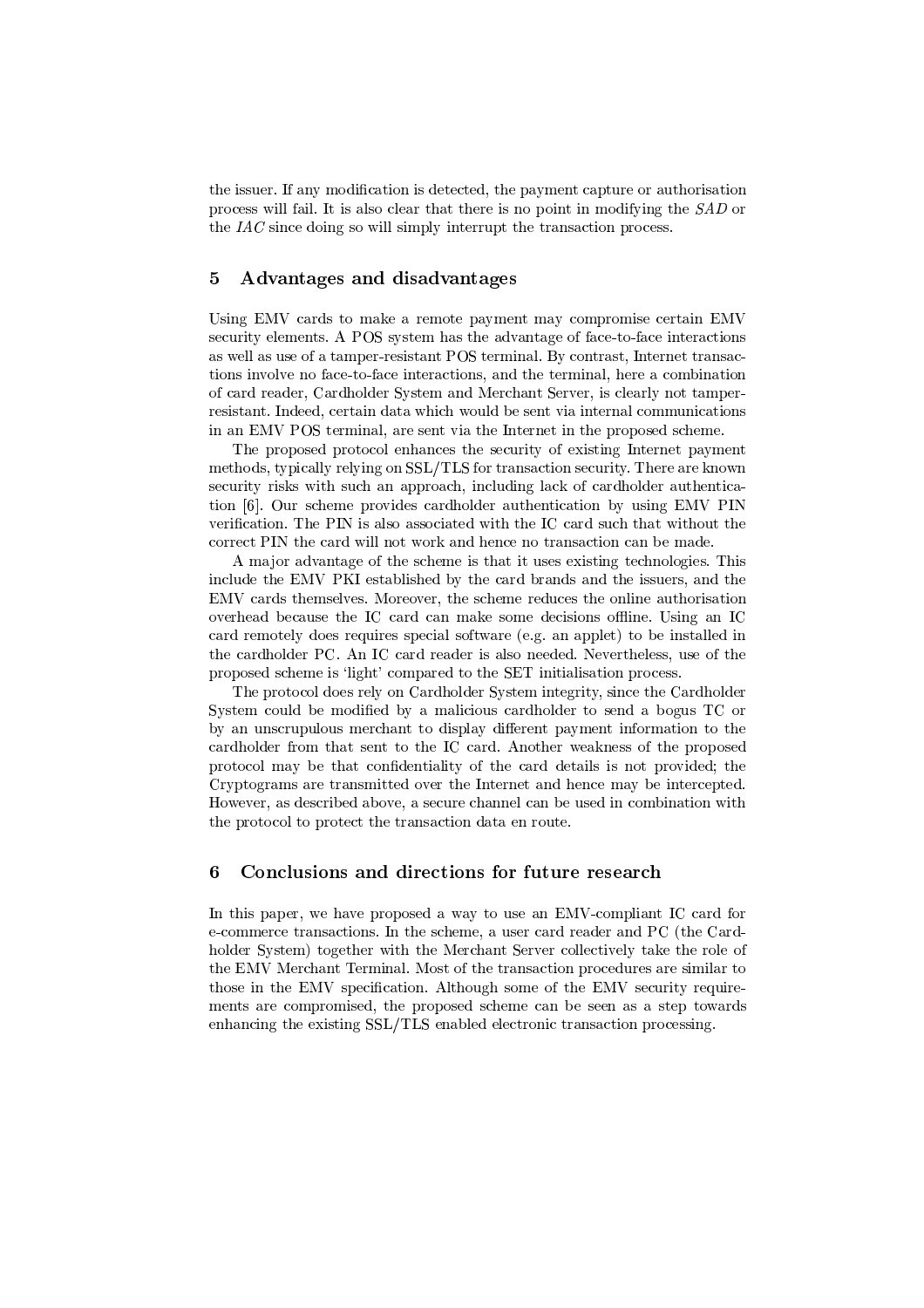the issuer. If any modification is detected, the payment capture or authorisation process will fail. It is also clear that there is no point in modifying the *SAD* or the *IAC* since doing so will simply interrupt the transaction process.

## 5 Advantages and disadvantages

Using EMV cards to make a remote payment may compromise certain EMV security elements. A POS system has the advantage of face-to-face interactions as well as use of a tamper-resistant POS terminal. By contrast, Internet transactions involve no face-to-face interactions, and the terminal, here a combination of card reader, Cardholder System and Merchant Server, is clearly not tamper-resistant. Indeed, certain data which would be sent via internal communications in an EMV POS terminal, are sent via the Internet in the proposed scheme.

The proposed protocol enhances the security of existing Internet payment methods, typically relying on SSL/TLS for transaction security. There are known security risks with such an approach, including lack of cardholder authentication [6]. Our scheme provides cardholder authentication by using EMV PIN verification. The PIN is also associated with the IC card such that without the correct PIN the card will not work and hence no transaction can be made.

A major advantage of the scheme is that it uses existing technologies. This include the EMV PKI established by the card brands and the issuers, and the EMV cards themselves. Moreover, the scheme reduces the online authorisation overhead because the IC card can make some decisions offline. Using an IC card remotely does requires special software (e.g. an applet) to be installed in the cardholder PC. An IC card reader is also needed. Nevertheless, use of the proposed scheme is 'light' compared to the SET initialisation process.

The protocol does rely on Cardholder System integrity, since the Cardholder System could be modified by a malicious cardholder to send a bogus TC or by an unscrupulous merchant to display different payment information to the cardholder from that sent to the IC card. Another weakness of the proposed protocol may be that confidentiality of the card details is not provided; the Cryptograms are transmitted over the Internet and hence may be intercepted. However, as described above, a secure channel can be used in combination with the protocol to protect the transaction data en route.

## 6 Conclusions and directions for future research

In this paper, we have proposed a way to use an EMV-compliant IC card for e-commerce transactions. In the scheme, a user card reader and PC (the Cardholder System) together with the Merchant Server collectively take the role of the EMV Merchant Terminal. Most of the transaction procedures are similar to those in the EMV specification. Although some of the EMV security requirements are compromised, the proposed scheme can be seen as a step towards enhancing the existing SSL/TLS enabled electronic transaction processing.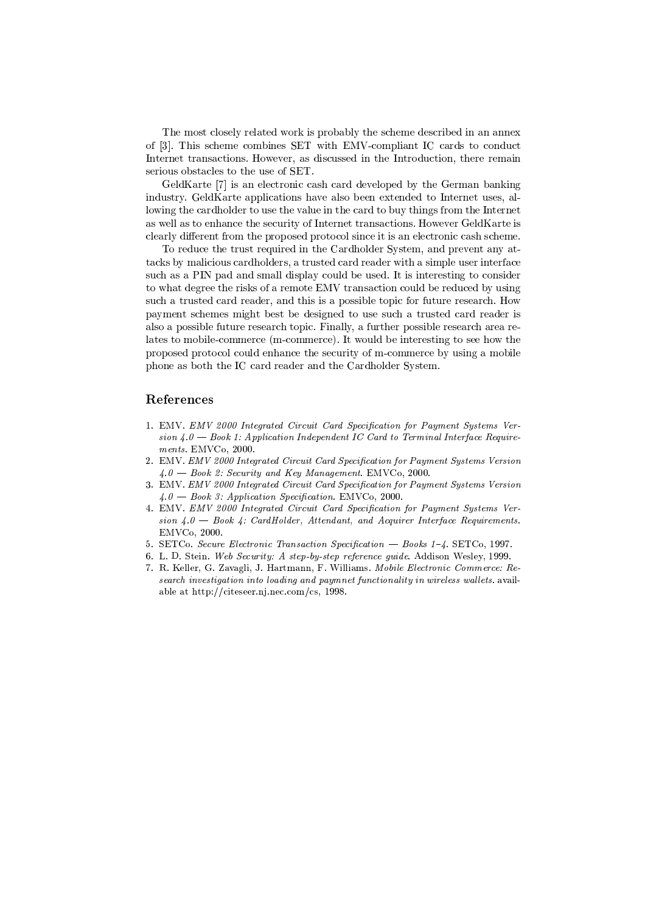The most closely related work is probably the scheme described in an annex of [3]. This scheme combines SET with EMV-compliant IC cards to conduct Internet transactions. However, as discussed in the Introduction, there remain serious obstacles to the use of SET.

GeldKarte [7] is an electronic cash card developed by the German banking industry. GeldKarte applications have also been extended to Internet uses, allowing the cardholder to use the value in the card to buy things from the Internet as well as to enhance the security of Internet transactions. However GeldKarte is clearly different from the proposed protocol since it is an electronic cash scheme.

To reduce the trust required in the Cardholder System, and prevent any attacks by malicious cardholders, a trusted card reader with a simple user interface such as a PIN pad and small display could be used. It is interesting to consider to what degree the risks of a remote EMV transaction could be reduced by using such a trusted card reader, and this is a possible topic for future research. How payment schemes might best be designed to use such a trusted card reader is also a possible future research topic. Finally, a further possible research area relates to mobile-commerce (m-commerce). It would be interesting to see how the proposed protocol could enhance the security of m-commerce by using a mobile phone as both the IC card reader and the Cardholder System.

## References

1. EMV. *EMV 2000 Integrated Circuit Card Specification for Payment Systems Version 4.0 — Book 1: Application Independent IC Card to Terminal Interface Requirements*. EMVCo, 2000.
2. EMV. *EMV 2000 Integrated Circuit Card Specification for Payment Systems Version 4.0 — Book 2: Security and Key Management*. EMVCo, 2000.
3. EMV. *EMV 2000 Integrated Circuit Card Specification for Payment Systems Version 4.0 — Book 3: Application Specification*. EMVCo, 2000.
4. EMV. *EMV 2000 Integrated Circuit Card Specification for Payment Systems Version 4.0 — Book 4: CardHolder, Attendant, and Acquirer Interface Requirements*. EMVCo, 2000.
5. SETCo. *Secure Electronic Transaction Specification — Books 1–4*. SETCo, 1997.
6. L. D. Stein. *Web Security: A step-by-step reference guide*. Addison Wesley, 1999.
7. R. Keller, G. Zavagli, J. Hartmann, F. Williams. *Mobile Electronic Commerce: Research investigation into loading and paymnet functionality in wireless wallets*. available at http://citeseer.nj.nec.com/cs, 1998.